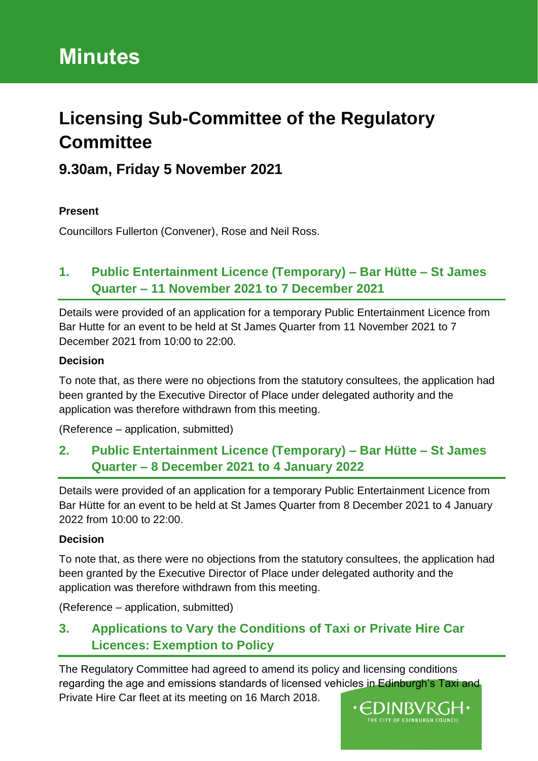# Minutes

## Licensing Sub-Committee of the Regulatory Committee

### 9.30am, Friday 5 November 2021

**Present**

Councillors Fullerton (Convener), Rose and Neil Ross.

## 1. Public Entertainment Licence (Temporary) – Bar Hütte – St James Quarter – 11 November 2021 to 7 December 2021

Details were provided of an application for a temporary Public Entertainment Licence from Bar Hutte for an event to be held at St James Quarter from 11 November 2021 to 7 December 2021 from 10:00 to 22:00.

**Decision**

To note that, as there were no objections from the statutory consultees, the application had been granted by the Executive Director of Place under delegated authority and the application was therefore withdrawn from this meeting.

(Reference – application, submitted)

## 2. Public Entertainment Licence (Temporary) – Bar Hütte – St James Quarter – 8 December 2021 to 4 January 2022

Details were provided of an application for a temporary Public Entertainment Licence from Bar Hütte for an event to be held at St James Quarter from 8 December 2021 to 4 January 2022 from 10:00 to 22:00.

**Decision**

To note that, as there were no objections from the statutory consultees, the application had been granted by the Executive Director of Place under delegated authority and the application was therefore withdrawn from this meeting.

(Reference – application, submitted)

## 3. Applications to Vary the Conditions of Taxi or Private Hire Car Licences: Exemption to Policy

The Regulatory Committee had agreed to amend its policy and licensing conditions regarding the age and emissions standards of licensed vehicles in Edinburgh's Taxi and Private Hire Car fleet at its meeting on 16 March 2018.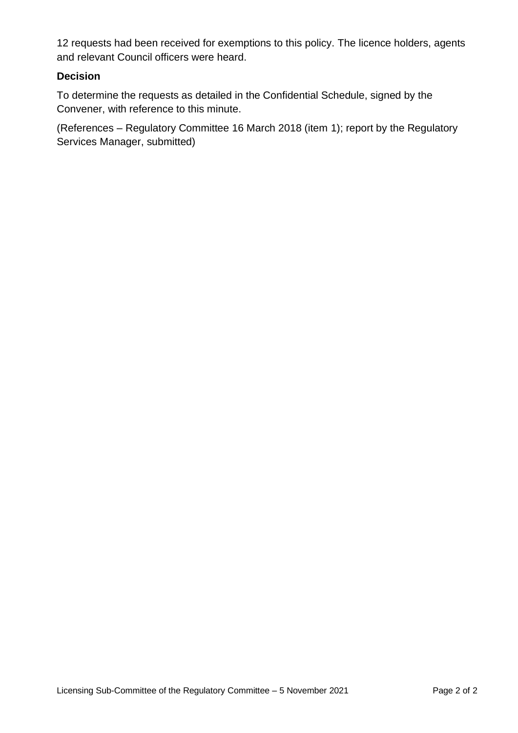12 requests had been received for exemptions to this policy. The licence holders, agents and relevant Council officers were heard.

**Decision**

To determine the requests as detailed in the Confidential Schedule, signed by the Convener, with reference to this minute.

(References – Regulatory Committee 16 March 2018 (item 1); report by the Regulatory Services Manager, submitted)